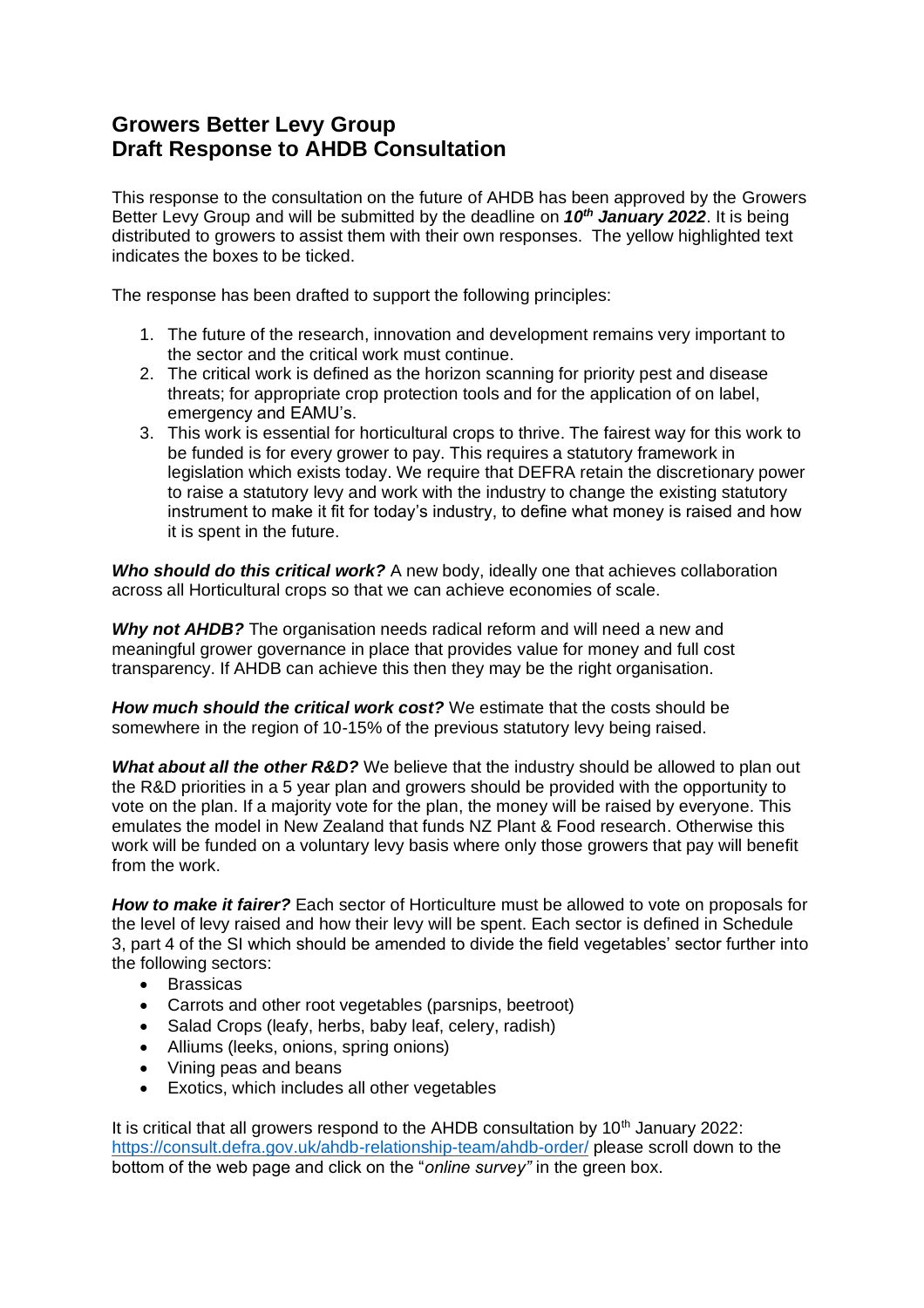# Growers Better Levy Group
# Draft Response to AHDB Consultation

This response to the consultation on the future of AHDB has been approved by the Growers Better Levy Group and will be submitted by the deadline on ***10th January 2022***. It is being distributed to growers to assist them with their own responses. The yellow highlighted text indicates the boxes to be ticked.

The response has been drafted to support the following principles:

1. The future of the research, innovation and development remains very important to the sector and the critical work must continue.
2. The critical work is defined as the horizon scanning for priority pest and disease threats; for appropriate crop protection tools and for the application of on label, emergency and EAMU's.
3. This work is essential for horticultural crops to thrive. The fairest way for this work to be funded is for every grower to pay. This requires a statutory framework in legislation which exists today. We require that DEFRA retain the discretionary power to raise a statutory levy and work with the industry to change the existing statutory instrument to make it fit for today's industry, to define what money is raised and how it is spent in the future.

***Who should do this critical work?*** A new body, ideally one that achieves collaboration across all Horticultural crops so that we can achieve economies of scale.

***Why not AHDB?*** The organisation needs radical reform and will need a new and meaningful grower governance in place that provides value for money and full cost transparency. If AHDB can achieve this then they may be the right organisation.

***How much should the critical work cost?*** We estimate that the costs should be somewhere in the region of 10-15% of the previous statutory levy being raised.

***What about all the other R&D?*** We believe that the industry should be allowed to plan out the R&D priorities in a 5 year plan and growers should be provided with the opportunity to vote on the plan. If a majority vote for the plan, the money will be raised by everyone. This emulates the model in New Zealand that funds NZ Plant & Food research. Otherwise this work will be funded on a voluntary levy basis where only those growers that pay will benefit from the work.

***How to make it fairer?*** Each sector of Horticulture must be allowed to vote on proposals for the level of levy raised and how their levy will be spent. Each sector is defined in Schedule 3, part 4 of the SI which should be amended to divide the field vegetables' sector further into the following sectors:

- Brassicas
- Carrots and other root vegetables (parsnips, beetroot)
- Salad Crops (leafy, herbs, baby leaf, celery, radish)
- Alliums (leeks, onions, spring onions)
- Vining peas and beans
- Exotics, which includes all other vegetables

It is critical that all growers respond to the AHDB consultation by 10th January 2022: https://consult.defra.gov.uk/ahdb-relationship-team/ahdb-order/ please scroll down to the bottom of the web page and click on the "*online survey"* in the green box.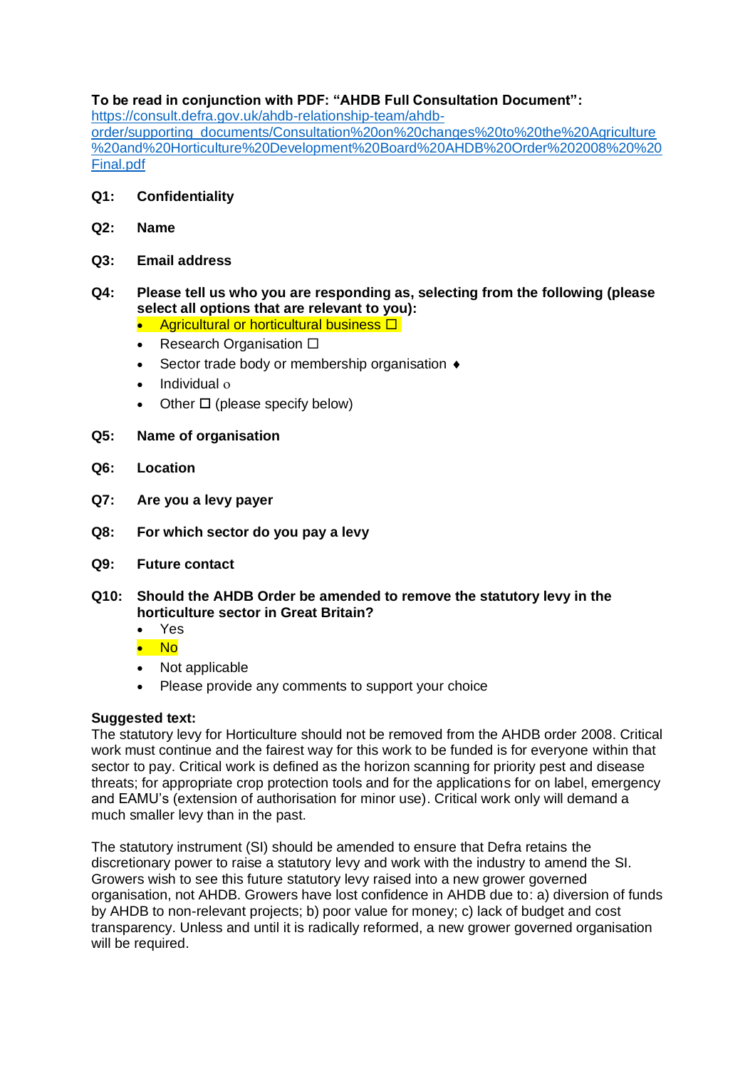**To be read in conjunction with PDF: "AHDB Full Consultation Document":**
[https://consult.defra.gov.uk/ahdb-relationship-team/ahdb-order/supporting_documents/Consultation%20on%20changes%20to%20the%20Agriculture%20and%20Horticulture%20Development%20Board%20AHDB%20Order%202008%20%20Final.pdf](https://consult.defra.gov.uk/ahdb-relationship-team/ahdb-order/supporting_documents/Consultation%20on%20changes%20to%20the%20Agriculture%20and%20Horticulture%20Development%20Board%20AHDB%20Order%202008%20%20Final.pdf)

**Q1: Confidentiality**

**Q2: Name**

**Q3: Email address**

**Q4: Please tell us who you are responding as, selecting from the following (please select all options that are relevant to you):**

- Agricultural or horticultural business ☐
- Research Organisation ☐
- Sector trade body or membership organisation ♦
- Individual ο
- Other ☐ (please specify below)

**Q5: Name of organisation**

**Q6: Location**

**Q7: Are you a levy payer**

**Q8: For which sector do you pay a levy**

**Q9: Future contact**

**Q10: Should the AHDB Order be amended to remove the statutory levy in the horticulture sector in Great Britain?**

- Yes
- No
- Not applicable
- Please provide any comments to support your choice

**Suggested text:**
The statutory levy for Horticulture should not be removed from the AHDB order 2008. Critical work must continue and the fairest way for this work to be funded is for everyone within that sector to pay. Critical work is defined as the horizon scanning for priority pest and disease threats; for appropriate crop protection tools and for the applications for on label, emergency and EAMU's (extension of authorisation for minor use). Critical work only will demand a much smaller levy than in the past.

The statutory instrument (SI) should be amended to ensure that Defra retains the discretionary power to raise a statutory levy and work with the industry to amend the SI. Growers wish to see this future statutory levy raised into a new grower governed organisation, not AHDB. Growers have lost confidence in AHDB due to: a) diversion of funds by AHDB to non-relevant projects; b) poor value for money; c) lack of budget and cost transparency. Unless and until it is radically reformed, a new grower governed organisation will be required.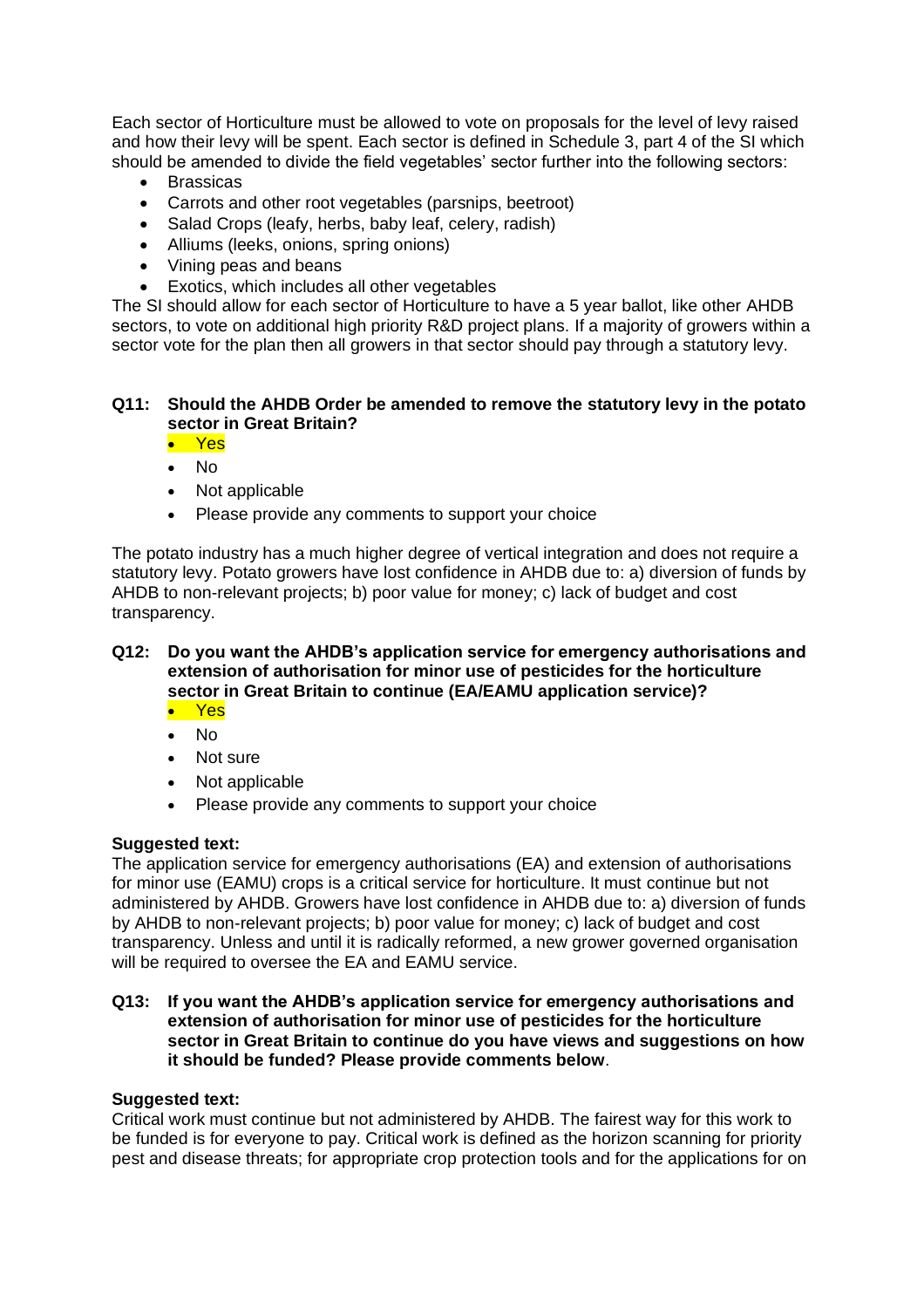Each sector of Horticulture must be allowed to vote on proposals for the level of levy raised and how their levy will be spent. Each sector is defined in Schedule 3, part 4 of the SI which should be amended to divide the field vegetables' sector further into the following sectors:

- Brassicas
- Carrots and other root vegetables (parsnips, beetroot)
- Salad Crops (leafy, herbs, baby leaf, celery, radish)
- Alliums (leeks, onions, spring onions)
- Vining peas and beans
- Exotics, which includes all other vegetables

The SI should allow for each sector of Horticulture to have a 5 year ballot, like other AHDB sectors, to vote on additional high priority R&D project plans. If a majority of growers within a sector vote for the plan then all growers in that sector should pay through a statutory levy.

**Q11: Should the AHDB Order be amended to remove the statutory levy in the potato sector in Great Britain?**

- Yes
- No
- Not applicable
- Please provide any comments to support your choice

The potato industry has a much higher degree of vertical integration and does not require a statutory levy. Potato growers have lost confidence in AHDB due to: a) diversion of funds by AHDB to non-relevant projects; b) poor value for money; c) lack of budget and cost transparency.

**Q12: Do you want the AHDB's application service for emergency authorisations and extension of authorisation for minor use of pesticides for the horticulture sector in Great Britain to continue (EA/EAMU application service)?**

- Yes
- No
- Not sure
- Not applicable
- Please provide any comments to support your choice

**Suggested text:**

The application service for emergency authorisations (EA) and extension of authorisations for minor use (EAMU) crops is a critical service for horticulture. It must continue but not administered by AHDB. Growers have lost confidence in AHDB due to: a) diversion of funds by AHDB to non-relevant projects; b) poor value for money; c) lack of budget and cost transparency. Unless and until it is radically reformed, a new grower governed organisation will be required to oversee the EA and EAMU service.

**Q13: If you want the AHDB's application service for emergency authorisations and extension of authorisation for minor use of pesticides for the horticulture sector in Great Britain to continue do you have views and suggestions on how it should be funded? Please provide comments below**.

**Suggested text:**

Critical work must continue but not administered by AHDB. The fairest way for this work to be funded is for everyone to pay. Critical work is defined as the horizon scanning for priority pest and disease threats; for appropriate crop protection tools and for the applications for on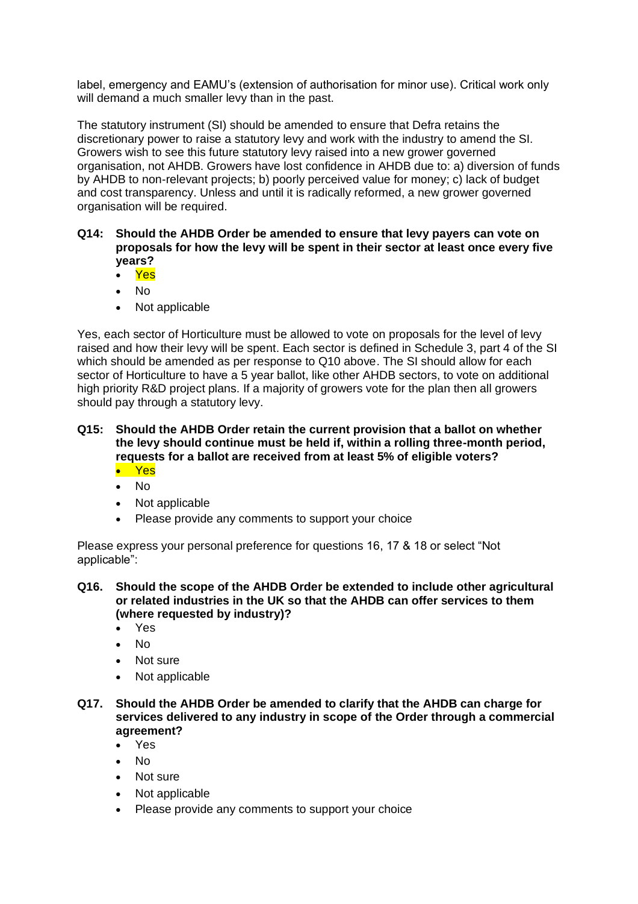label, emergency and EAMU's (extension of authorisation for minor use). Critical work only will demand a much smaller levy than in the past.

The statutory instrument (SI) should be amended to ensure that Defra retains the discretionary power to raise a statutory levy and work with the industry to amend the SI. Growers wish to see this future statutory levy raised into a new grower governed organisation, not AHDB. Growers have lost confidence in AHDB due to: a) diversion of funds by AHDB to non-relevant projects; b) poorly perceived value for money; c) lack of budget and cost transparency. Unless and until it is radically reformed, a new grower governed organisation will be required.

**Q14: Should the AHDB Order be amended to ensure that levy payers can vote on proposals for how the levy will be spent in their sector at least once every five years?**

- Yes
- No
- Not applicable

Yes, each sector of Horticulture must be allowed to vote on proposals for the level of levy raised and how their levy will be spent. Each sector is defined in Schedule 3, part 4 of the SI which should be amended as per response to Q10 above. The SI should allow for each sector of Horticulture to have a 5 year ballot, like other AHDB sectors, to vote on additional high priority R&D project plans. If a majority of growers vote for the plan then all growers should pay through a statutory levy.

**Q15: Should the AHDB Order retain the current provision that a ballot on whether the levy should continue must be held if, within a rolling three-month period, requests for a ballot are received from at least 5% of eligible voters?**

- Yes
- No
- Not applicable
- Please provide any comments to support your choice

Please express your personal preference for questions 16, 17 & 18 or select "Not applicable":

**Q16. Should the scope of the AHDB Order be extended to include other agricultural or related industries in the UK so that the AHDB can offer services to them (where requested by industry)?**

- Yes
- No
- Not sure
- Not applicable

**Q17. Should the AHDB Order be amended to clarify that the AHDB can charge for services delivered to any industry in scope of the Order through a commercial agreement?**

- Yes
- No
- Not sure
- Not applicable
- Please provide any comments to support your choice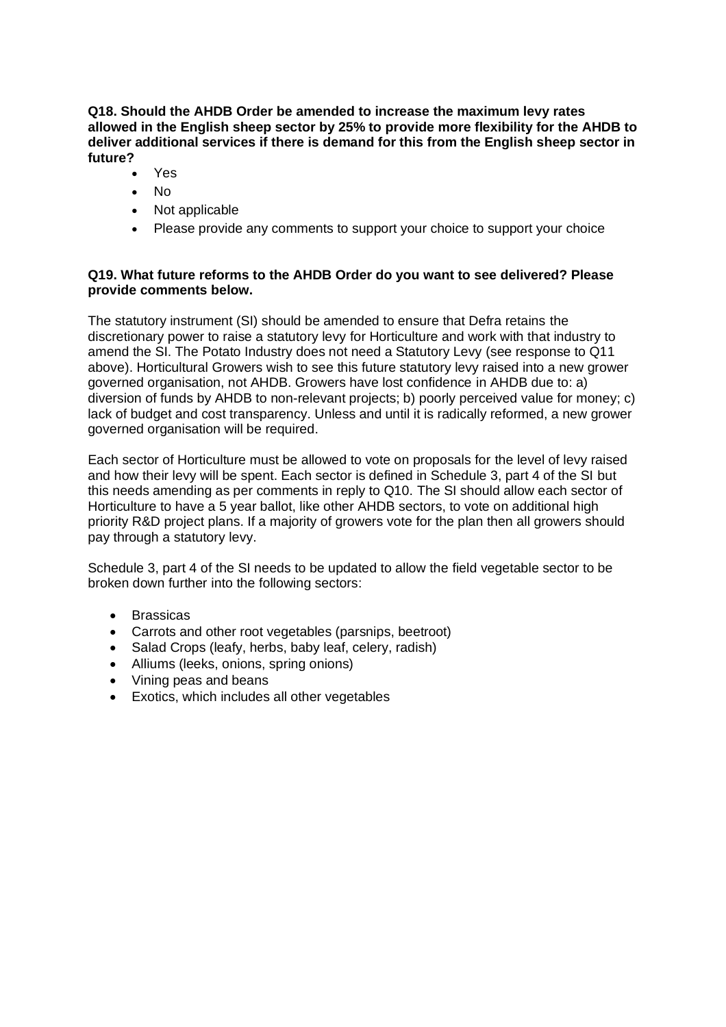**Q18. Should the AHDB Order be amended to increase the maximum levy rates allowed in the English sheep sector by 25% to provide more flexibility for the AHDB to deliver additional services if there is demand for this from the English sheep sector in future?**

- Yes
- No
- Not applicable
- Please provide any comments to support your choice to support your choice

**Q19. What future reforms to the AHDB Order do you want to see delivered? Please provide comments below.**

The statutory instrument (SI) should be amended to ensure that Defra retains the discretionary power to raise a statutory levy for Horticulture and work with that industry to amend the SI. The Potato Industry does not need a Statutory Levy (see response to Q11 above). Horticultural Growers wish to see this future statutory levy raised into a new grower governed organisation, not AHDB. Growers have lost confidence in AHDB due to: a) diversion of funds by AHDB to non-relevant projects; b) poorly perceived value for money; c) lack of budget and cost transparency. Unless and until it is radically reformed, a new grower governed organisation will be required.

Each sector of Horticulture must be allowed to vote on proposals for the level of levy raised and how their levy will be spent. Each sector is defined in Schedule 3, part 4 of the SI but this needs amending as per comments in reply to Q10. The SI should allow each sector of Horticulture to have a 5 year ballot, like other AHDB sectors, to vote on additional high priority R&D project plans. If a majority of growers vote for the plan then all growers should pay through a statutory levy.

Schedule 3, part 4 of the SI needs to be updated to allow the field vegetable sector to be broken down further into the following sectors:

- Brassicas
- Carrots and other root vegetables (parsnips, beetroot)
- Salad Crops (leafy, herbs, baby leaf, celery, radish)
- Alliums (leeks, onions, spring onions)
- Vining peas and beans
- Exotics, which includes all other vegetables